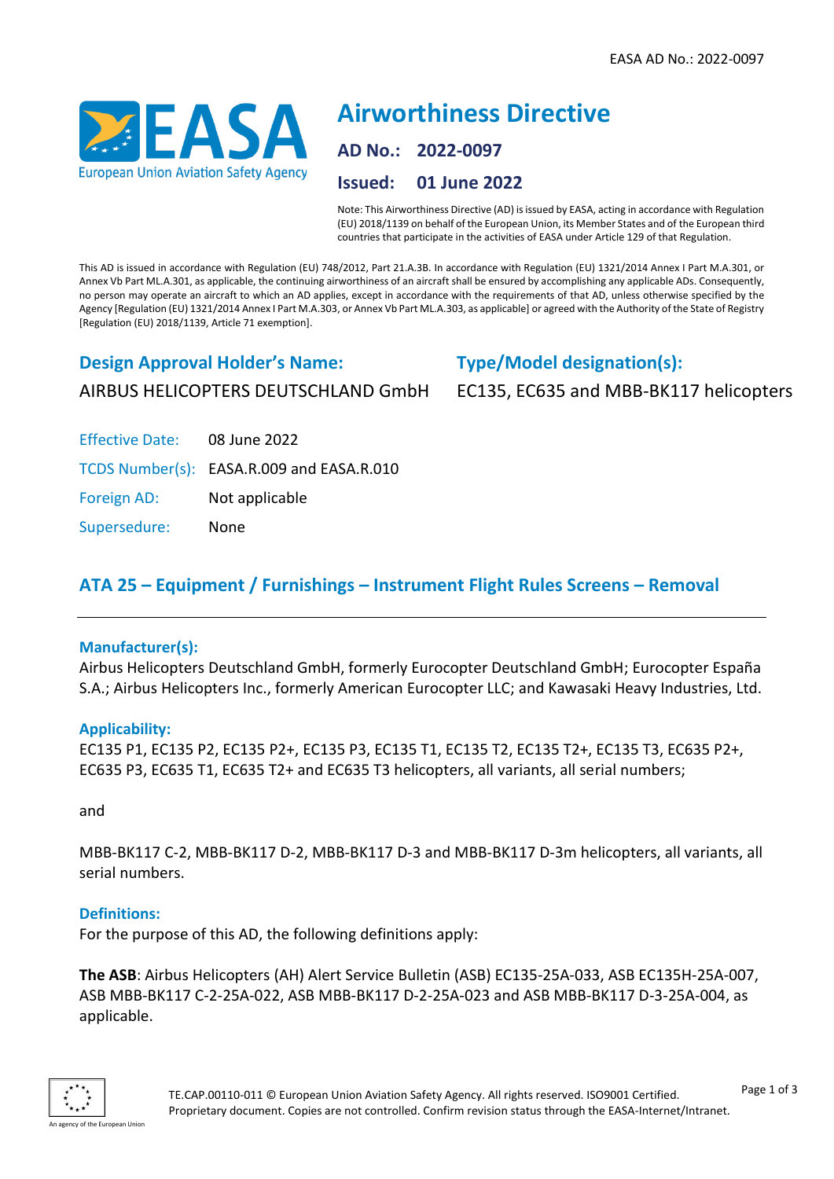EASA AD No.: 2022-0097

# Airworthiness Directive

**AD No.: 2022-0097**

**Issued: 01 June 2022**

Note: This Airworthiness Directive (AD) is issued by EASA, acting in accordance with Regulation (EU) 2018/1139 on behalf of the European Union, its Member States and of the European third countries that participate in the activities of EASA under Article 129 of that Regulation.

This AD is issued in accordance with Regulation (EU) 748/2012, Part 21.A.3B. In accordance with Regulation (EU) 1321/2014 Annex I Part M.A.301, or Annex Vb Part ML.A.301, as applicable, the continuing airworthiness of an aircraft shall be ensured by accomplishing any applicable ADs. Consequently, no person may operate an aircraft to which an AD applies, except in accordance with the requirements of that AD, unless otherwise specified by the Agency [Regulation (EU) 1321/2014 Annex I Part M.A.303, or Annex Vb Part ML.A.303, as applicable] or agreed with the Authority of the State of Registry [Regulation (EU) 2018/1139, Article 71 exemption].

## Design Approval Holder's Name:

AIRBUS HELICOPTERS DEUTSCHLAND GmbH

## Type/Model designation(s):

EC135, EC635 and MBB-BK117 helicopters

Effective Date: 08 June 2022

TCDS Number(s): EASA.R.009 and EASA.R.010

Foreign AD: Not applicable

Supersedure: None

## ATA 25 – Equipment / Furnishings – Instrument Flight Rules Screens – Removal

### Manufacturer(s):

Airbus Helicopters Deutschland GmbH, formerly Eurocopter Deutschland GmbH; Eurocopter España S.A.; Airbus Helicopters Inc., formerly American Eurocopter LLC; and Kawasaki Heavy Industries, Ltd.

### Applicability:

EC135 P1, EC135 P2, EC135 P2+, EC135 P3, EC135 T1, EC135 T2, EC135 T2+, EC135 T3, EC635 P2+, EC635 P3, EC635 T1, EC635 T2+ and EC635 T3 helicopters, all variants, all serial numbers;

and

MBB-BK117 C-2, MBB-BK117 D-2, MBB-BK117 D-3 and MBB-BK117 D-3m helicopters, all variants, all serial numbers.

### Definitions:

For the purpose of this AD, the following definitions apply:

**The ASB**: Airbus Helicopters (AH) Alert Service Bulletin (ASB) EC135-25A-033, ASB EC135H-25A-007, ASB MBB-BK117 C-2-25A-022, ASB MBB-BK117 D-2-25A-023 and ASB MBB-BK117 D-3-25A-004, as applicable.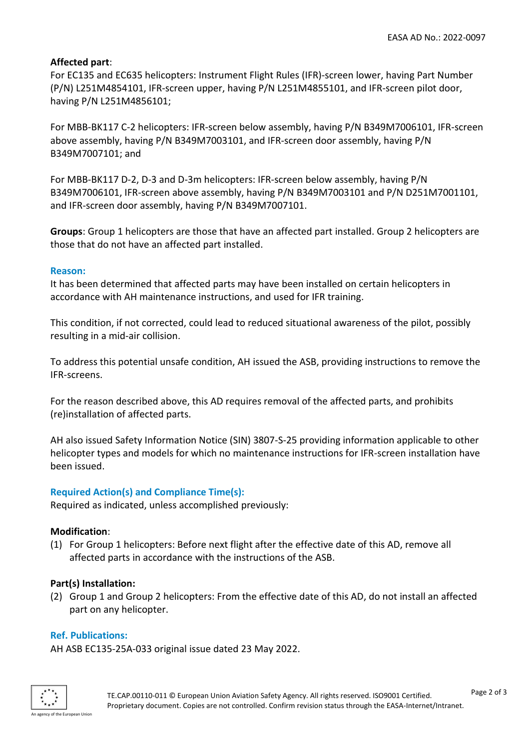**Affected part**:
For EC135 and EC635 helicopters: Instrument Flight Rules (IFR)-screen lower, having Part Number (P/N) L251M4854101, IFR-screen upper, having P/N L251M4855101, and IFR-screen pilot door, having P/N L251M4856101;

For MBB-BK117 C-2 helicopters: IFR-screen below assembly, having P/N B349M7006101, IFR-screen above assembly, having P/N B349M7003101, and IFR-screen door assembly, having P/N B349M7007101; and

For MBB-BK117 D-2, D-3 and D-3m helicopters: IFR-screen below assembly, having P/N B349M7006101, IFR-screen above assembly, having P/N B349M7003101 and P/N D251M7001101, and IFR-screen door assembly, having P/N B349M7007101.

**Groups**: Group 1 helicopters are those that have an affected part installed. Group 2 helicopters are those that do not have an affected part installed.

## Reason:

It has been determined that affected parts may have been installed on certain helicopters in accordance with AH maintenance instructions, and used for IFR training.

This condition, if not corrected, could lead to reduced situational awareness of the pilot, possibly resulting in a mid-air collision.

To address this potential unsafe condition, AH issued the ASB, providing instructions to remove the IFR-screens.

For the reason described above, this AD requires removal of the affected parts, and prohibits (re)installation of affected parts.

AH also issued Safety Information Notice (SIN) 3807-S-25 providing information applicable to other helicopter types and models for which no maintenance instructions for IFR-screen installation have been issued.

## Required Action(s) and Compliance Time(s):

Required as indicated, unless accomplished previously:

**Modification**:

(1) For Group 1 helicopters: Before next flight after the effective date of this AD, remove all affected parts in accordance with the instructions of the ASB.

**Part(s) Installation:**

(2) Group 1 and Group 2 helicopters: From the effective date of this AD, do not install an affected part on any helicopter.

## Ref. Publications:

AH ASB EC135-25A-033 original issue dated 23 May 2022.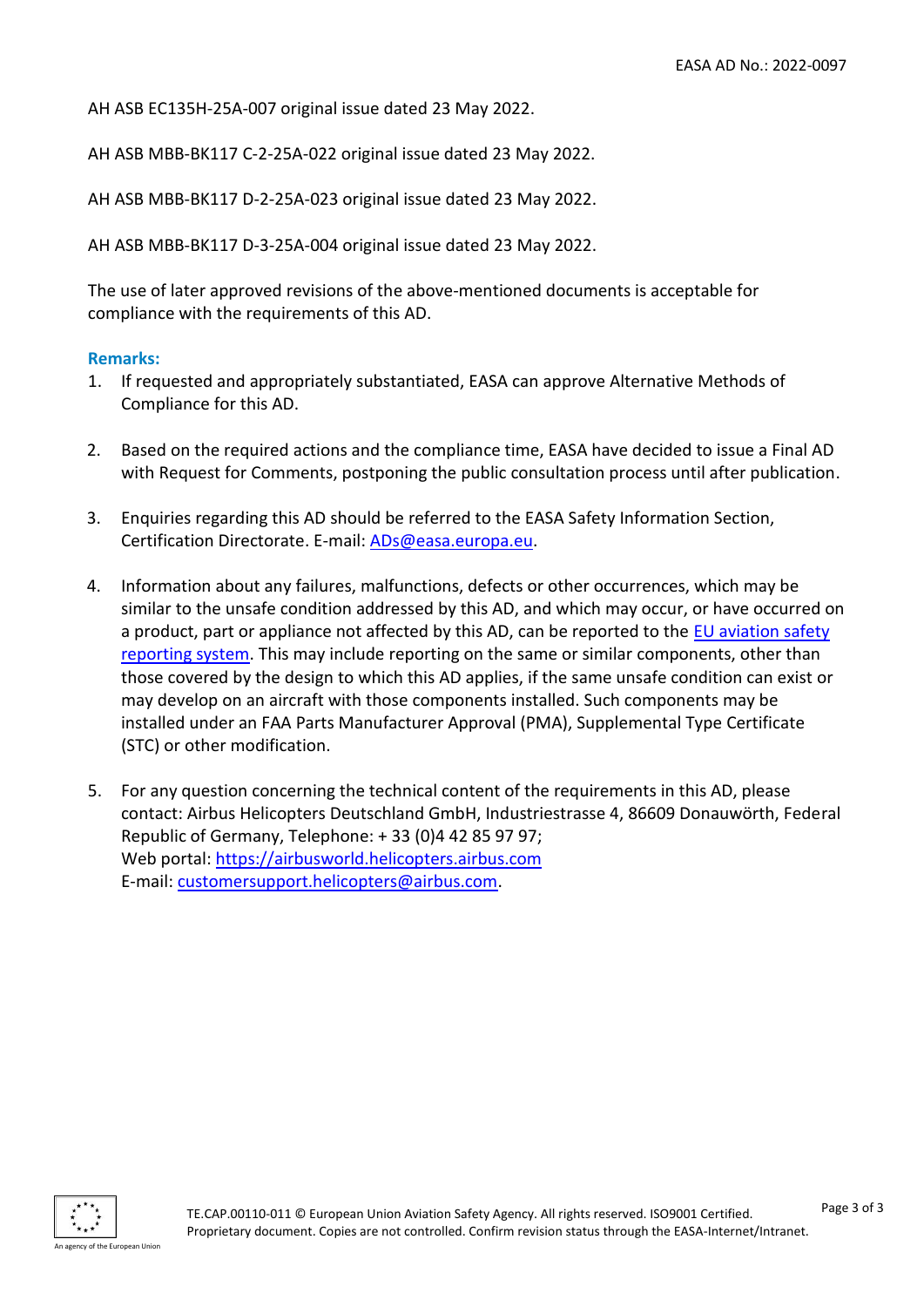AH ASB EC135H-25A-007 original issue dated 23 May 2022.

AH ASB MBB-BK117 C-2-25A-022 original issue dated 23 May 2022.

AH ASB MBB-BK117 D-2-25A-023 original issue dated 23 May 2022.

AH ASB MBB-BK117 D-3-25A-004 original issue dated 23 May 2022.

The use of later approved revisions of the above-mentioned documents is acceptable for compliance with the requirements of this AD.

**Remarks:**

1. If requested and appropriately substantiated, EASA can approve Alternative Methods of Compliance for this AD.

2. Based on the required actions and the compliance time, EASA have decided to issue a Final AD with Request for Comments, postponing the public consultation process until after publication.

3. Enquiries regarding this AD should be referred to the EASA Safety Information Section, Certification Directorate. E-mail: ADs@easa.europa.eu.

4. Information about any failures, malfunctions, defects or other occurrences, which may be similar to the unsafe condition addressed by this AD, and which may occur, or have occurred on a product, part or appliance not affected by this AD, can be reported to the EU aviation safety reporting system. This may include reporting on the same or similar components, other than those covered by the design to which this AD applies, if the same unsafe condition can exist or may develop on an aircraft with those components installed. Such components may be installed under an FAA Parts Manufacturer Approval (PMA), Supplemental Type Certificate (STC) or other modification.

5. For any question concerning the technical content of the requirements in this AD, please contact: Airbus Helicopters Deutschland GmbH, Industriestrasse 4, 86609 Donauwörth, Federal Republic of Germany, Telephone: + 33 (0)4 42 85 97 97;
Web portal: https://airbusworld.helicopters.airbus.com
E-mail: customersupport.helicopters@airbus.com.